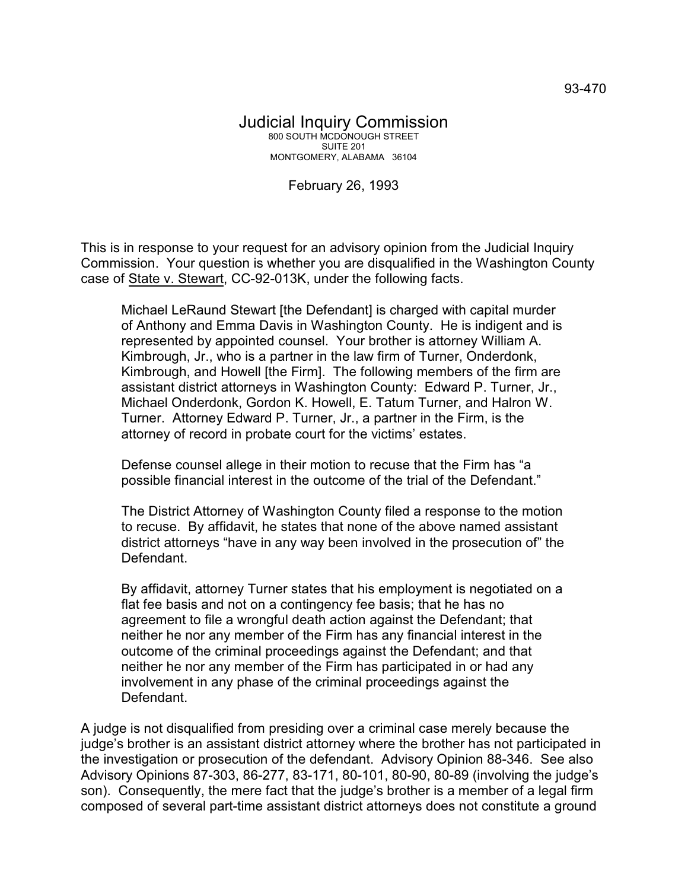93-470

# Judicial Inquiry Commission

800 SOUTH MCDONOUGH STREET
SUITE 201
MONTGOMERY, ALABAMA 36104

February 26, 1993

This is in response to your request for an advisory opinion from the Judicial Inquiry Commission. Your question is whether you are disqualified in the Washington County case of State v. Stewart, CC-92-013K, under the following facts.

> Michael LeRaund Stewart [the Defendant] is charged with capital murder of Anthony and Emma Davis in Washington County. He is indigent and is represented by appointed counsel. Your brother is attorney William A. Kimbrough, Jr., who is a partner in the law firm of Turner, Onderdonk, Kimbrough, and Howell [the Firm]. The following members of the firm are assistant district attorneys in Washington County: Edward P. Turner, Jr., Michael Onderdonk, Gordon K. Howell, E. Tatum Turner, and Halron W. Turner. Attorney Edward P. Turner, Jr., a partner in the Firm, is the attorney of record in probate court for the victims' estates.
>
> Defense counsel allege in their motion to recuse that the Firm has "a possible financial interest in the outcome of the trial of the Defendant."
>
> The District Attorney of Washington County filed a response to the motion to recuse. By affidavit, he states that none of the above named assistant district attorneys "have in any way been involved in the prosecution of" the Defendant.
>
> By affidavit, attorney Turner states that his employment is negotiated on a flat fee basis and not on a contingency fee basis; that he has no agreement to file a wrongful death action against the Defendant; that neither he nor any member of the Firm has any financial interest in the outcome of the criminal proceedings against the Defendant; and that neither he nor any member of the Firm has participated in or had any involvement in any phase of the criminal proceedings against the Defendant.

A judge is not disqualified from presiding over a criminal case merely because the judge's brother is an assistant district attorney where the brother has not participated in the investigation or prosecution of the defendant. Advisory Opinion 88-346. See also Advisory Opinions 87-303, 86-277, 83-171, 80-101, 80-90, 80-89 (involving the judge's son). Consequently, the mere fact that the judge's brother is a member of a legal firm composed of several part-time assistant district attorneys does not constitute a ground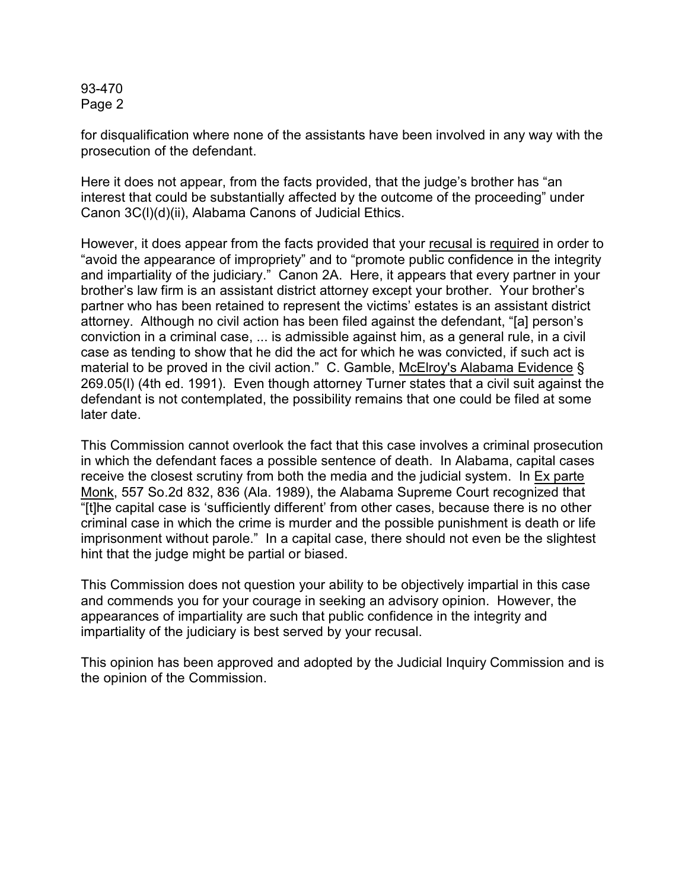for disqualification where none of the assistants have been involved in any way with the prosecution of the defendant.

Here it does not appear, from the facts provided, that the judge's brother has "an interest that could be substantially affected by the outcome of the proceeding" under Canon 3C(l)(d)(ii), Alabama Canons of Judicial Ethics.

However, it does appear from the facts provided that your recusal is required in order to "avoid the appearance of impropriety" and to "promote public confidence in the integrity and impartiality of the judiciary." Canon 2A. Here, it appears that every partner in your brother's law firm is an assistant district attorney except your brother. Your brother's partner who has been retained to represent the victims' estates is an assistant district attorney. Although no civil action has been filed against the defendant, "[a] person's conviction in a criminal case, ... is admissible against him, as a general rule, in a civil case as tending to show that he did the act for which he was convicted, if such act is material to be proved in the civil action." C. Gamble, McElroy's Alabama Evidence § 269.05(l) (4th ed. 1991). Even though attorney Turner states that a civil suit against the defendant is not contemplated, the possibility remains that one could be filed at some later date.

This Commission cannot overlook the fact that this case involves a criminal prosecution in which the defendant faces a possible sentence of death. In Alabama, capital cases receive the closest scrutiny from both the media and the judicial system. In Ex parte Monk, 557 So.2d 832, 836 (Ala. 1989), the Alabama Supreme Court recognized that "[t]he capital case is 'sufficiently different' from other cases, because there is no other criminal case in which the crime is murder and the possible punishment is death or life imprisonment without parole." In a capital case, there should not even be the slightest hint that the judge might be partial or biased.

This Commission does not question your ability to be objectively impartial in this case and commends you for your courage in seeking an advisory opinion. However, the appearances of impartiality are such that public confidence in the integrity and impartiality of the judiciary is best served by your recusal.

This opinion has been approved and adopted by the Judicial Inquiry Commission and is the opinion of the Commission.